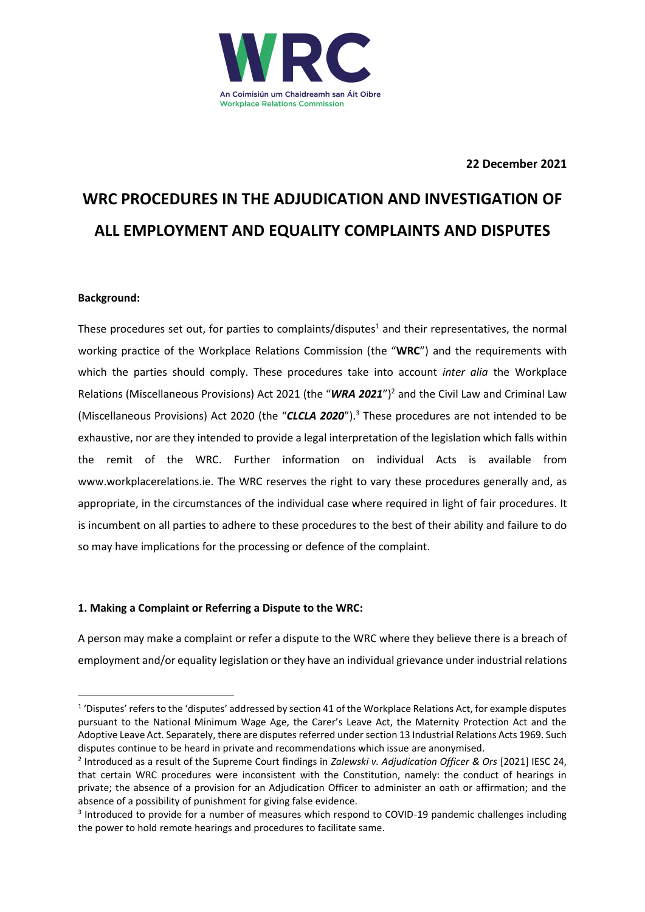An Coimisiún um Chaidreamh san Áit Oibre
Workplace Relations Commission

**22 December 2021**

# WRC PROCEDURES IN THE ADJUDICATION AND INVESTIGATION OF ALL EMPLOYMENT AND EQUALITY COMPLAINTS AND DISPUTES

**Background:**

These procedures set out, for parties to complaints/disputes[1] and their representatives, the normal working practice of the Workplace Relations Commission (the "**WRC**") and the requirements with which the parties should comply. These procedures take into account *inter alia* the Workplace Relations (Miscellaneous Provisions) Act 2021 (the "***WRA 2021***")[2] and the Civil Law and Criminal Law (Miscellaneous Provisions) Act 2020 (the "***CLCLA 2020***").[3] These procedures are not intended to be exhaustive, nor are they intended to provide a legal interpretation of the legislation which falls within the remit of the WRC. Further information on individual Acts is available from www.workplacerelations.ie. The WRC reserves the right to vary these procedures generally and, as appropriate, in the circumstances of the individual case where required in light of fair procedures. It is incumbent on all parties to adhere to these procedures to the best of their ability and failure to do so may have implications for the processing or defence of the complaint.

**1. Making a Complaint or Referring a Dispute to the WRC:**

A person may make a complaint or refer a dispute to the WRC where they believe there is a breach of employment and/or equality legislation or they have an individual grievance under industrial relations

---

[1] 'Disputes' refers to the 'disputes' addressed by section 41 of the Workplace Relations Act, for example disputes pursuant to the National Minimum Wage Age, the Carer's Leave Act, the Maternity Protection Act and the Adoptive Leave Act. Separately, there are disputes referred under section 13 Industrial Relations Acts 1969. Such disputes continue to be heard in private and recommendations which issue are anonymised.

[2] Introduced as a result of the Supreme Court findings in *Zalewski v. Adjudication Officer & Ors* [2021] IESC 24, that certain WRC procedures were inconsistent with the Constitution, namely: the conduct of hearings in private; the absence of a provision for an Adjudication Officer to administer an oath or affirmation; and the absence of a possibility of punishment for giving false evidence.

[3] Introduced to provide for a number of measures which respond to COVID-19 pandemic challenges including the power to hold remote hearings and procedures to facilitate same.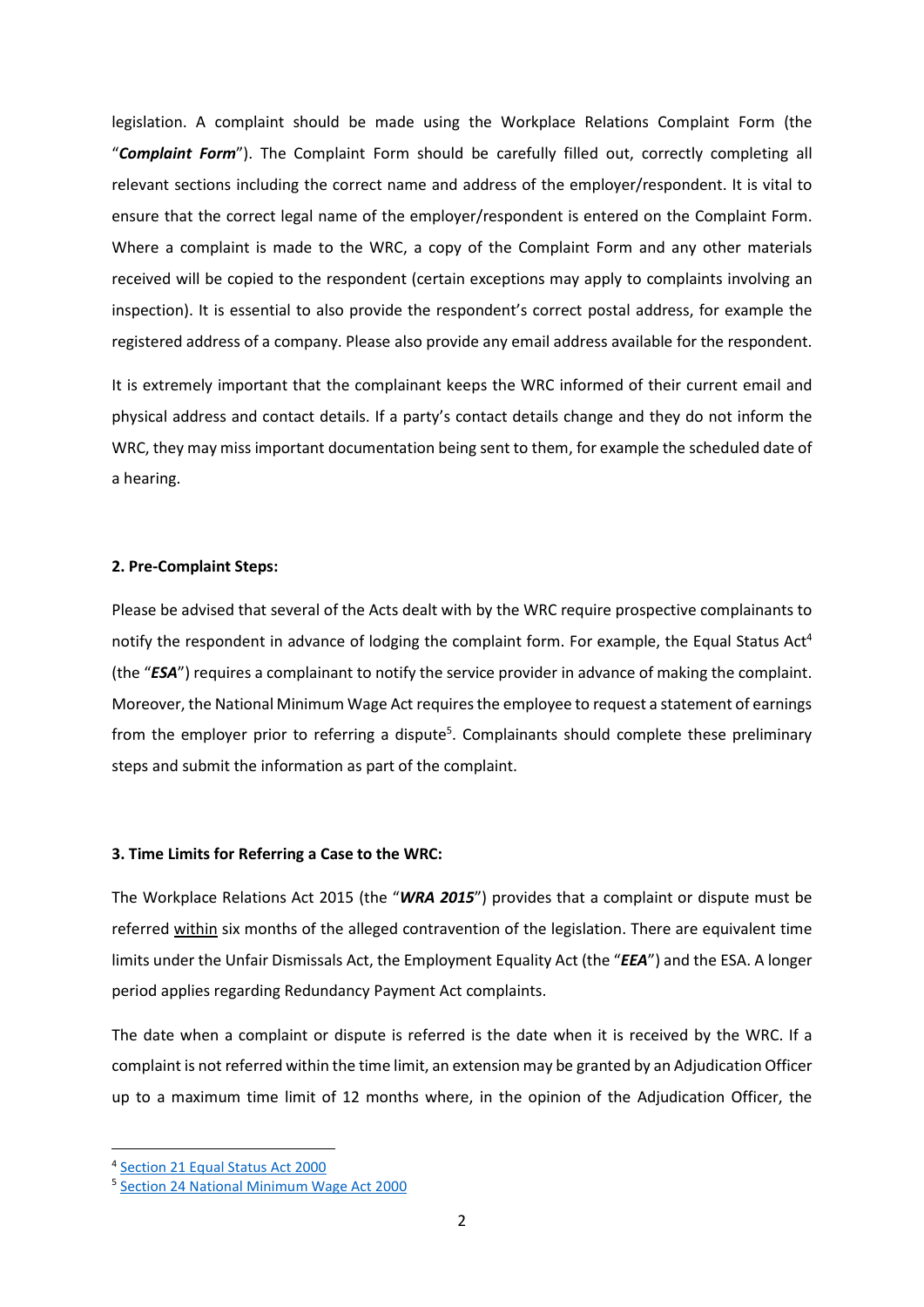legislation. A complaint should be made using the Workplace Relations Complaint Form (the "***Complaint Form***"). The Complaint Form should be carefully filled out, correctly completing all relevant sections including the correct name and address of the employer/respondent. It is vital to ensure that the correct legal name of the employer/respondent is entered on the Complaint Form. Where a complaint is made to the WRC, a copy of the Complaint Form and any other materials received will be copied to the respondent (certain exceptions may apply to complaints involving an inspection). It is essential to also provide the respondent's correct postal address, for example the registered address of a company. Please also provide any email address available for the respondent.

It is extremely important that the complainant keeps the WRC informed of their current email and physical address and contact details. If a party's contact details change and they do not inform the WRC, they may miss important documentation being sent to them, for example the scheduled date of a hearing.

## 2. Pre-Complaint Steps:

Please be advised that several of the Acts dealt with by the WRC require prospective complainants to notify the respondent in advance of lodging the complaint form. For example, the Equal Status Act[4] (the "***ESA***") requires a complainant to notify the service provider in advance of making the complaint. Moreover, the National Minimum Wage Act requires the employee to request a statement of earnings from the employer prior to referring a dispute[5]. Complainants should complete these preliminary steps and submit the information as part of the complaint.

## 3. Time Limits for Referring a Case to the WRC:

The Workplace Relations Act 2015 (the "***WRA 2015***") provides that a complaint or dispute must be referred <u>within</u> six months of the alleged contravention of the legislation. There are equivalent time limits under the Unfair Dismissals Act, the Employment Equality Act (the "***EEA***") and the ESA. A longer period applies regarding Redundancy Payment Act complaints.

The date when a complaint or dispute is referred is the date when it is received by the WRC. If a complaint is not referred within the time limit, an extension may be granted by an Adjudication Officer up to a maximum time limit of 12 months where, in the opinion of the Adjudication Officer, the

---

[4] Section 21 Equal Status Act 2000

[5] Section 24 National Minimum Wage Act 2000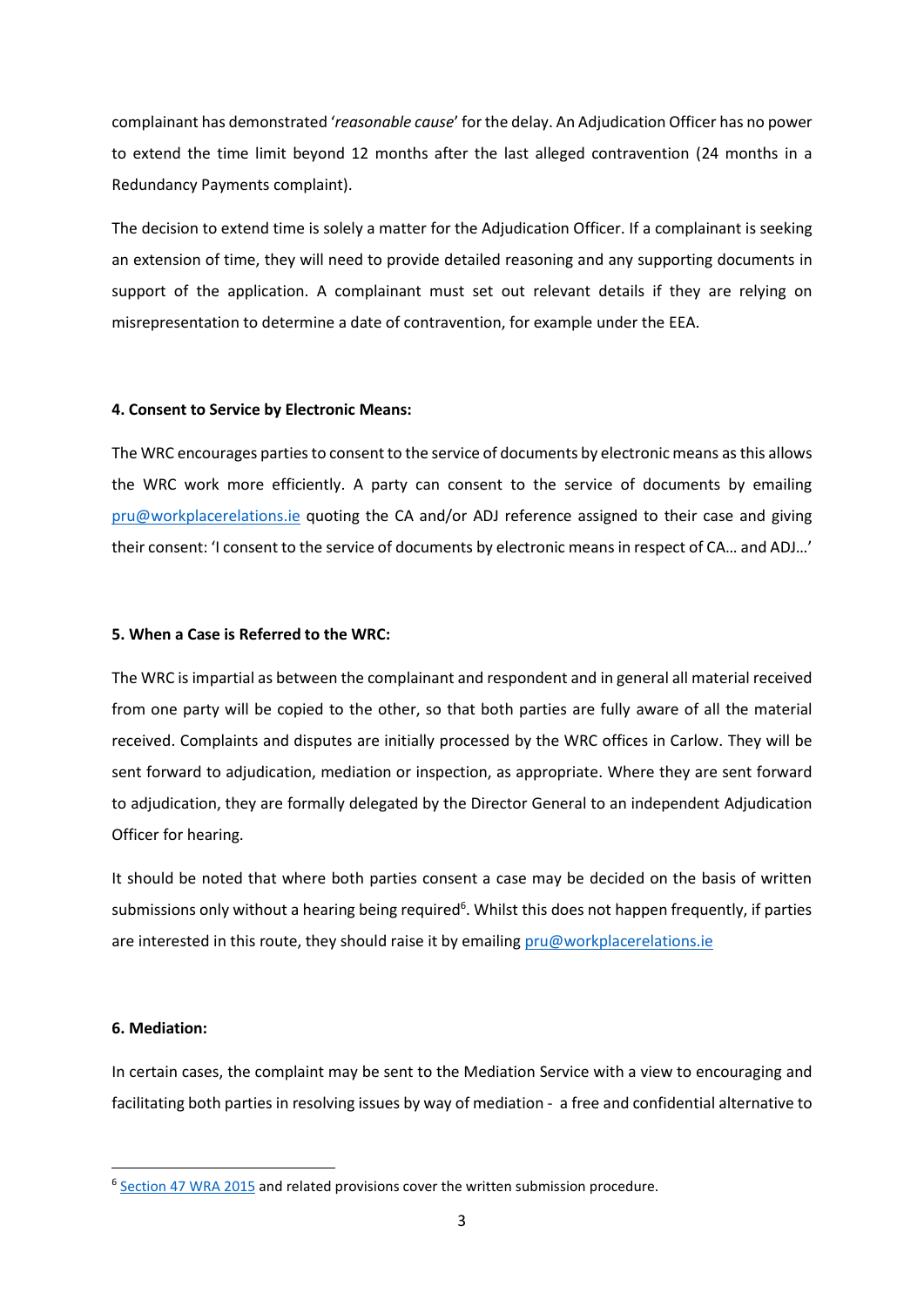complainant has demonstrated '*reasonable cause*' for the delay. An Adjudication Officer has no power to extend the time limit beyond 12 months after the last alleged contravention (24 months in a Redundancy Payments complaint).

The decision to extend time is solely a matter for the Adjudication Officer. If a complainant is seeking an extension of time, they will need to provide detailed reasoning and any supporting documents in support of the application. A complainant must set out relevant details if they are relying on misrepresentation to determine a date of contravention, for example under the EEA.

#### 4. Consent to Service by Electronic Means:

The WRC encourages parties to consent to the service of documents by electronic means as this allows the WRC work more efficiently. A party can consent to the service of documents by emailing pru@workplacerelations.ie quoting the CA and/or ADJ reference assigned to their case and giving their consent: 'I consent to the service of documents by electronic means in respect of CA… and ADJ…'

#### 5. When a Case is Referred to the WRC:

The WRC is impartial as between the complainant and respondent and in general all material received from one party will be copied to the other, so that both parties are fully aware of all the material received. Complaints and disputes are initially processed by the WRC offices in Carlow. They will be sent forward to adjudication, mediation or inspection, as appropriate. Where they are sent forward to adjudication, they are formally delegated by the Director General to an independent Adjudication Officer for hearing.

It should be noted that where both parties consent a case may be decided on the basis of written submissions only without a hearing being required[6]. Whilst this does not happen frequently, if parties are interested in this route, they should raise it by emailing pru@workplacerelations.ie

#### 6. Mediation:

In certain cases, the complaint may be sent to the Mediation Service with a view to encouraging and facilitating both parties in resolving issues by way of mediation - a free and confidential alternative to

---

[6] Section 47 WRA 2015 and related provisions cover the written submission procedure.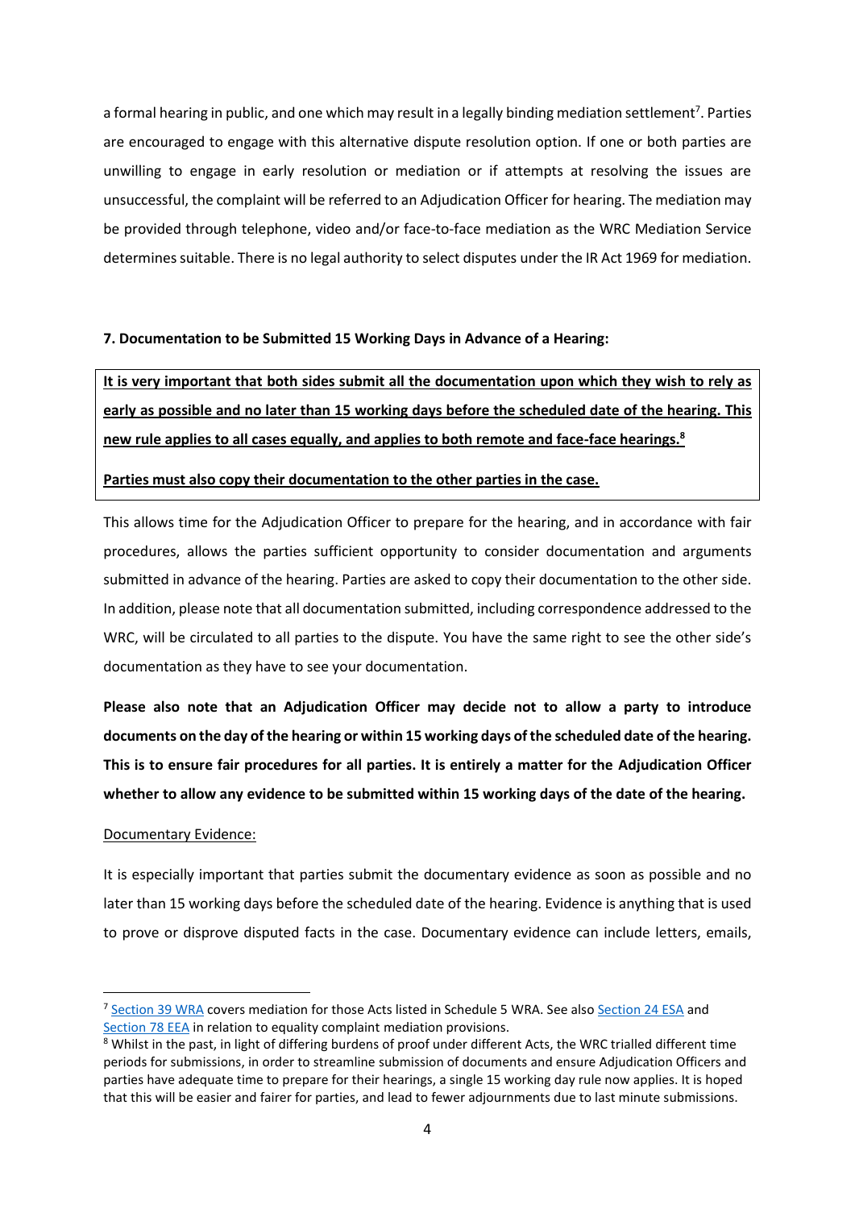a formal hearing in public, and one which may result in a legally binding mediation settlement[7]. Parties are encouraged to engage with this alternative dispute resolution option. If one or both parties are unwilling to engage in early resolution or mediation or if attempts at resolving the issues are unsuccessful, the complaint will be referred to an Adjudication Officer for hearing. The mediation may be provided through telephone, video and/or face-to-face mediation as the WRC Mediation Service determines suitable. There is no legal authority to select disputes under the IR Act 1969 for mediation.

**7. Documentation to be Submitted 15 Working Days in Advance of a Hearing:**

**It is very important that both sides submit all the documentation upon which they wish to rely as early as possible and no later than 15 working days before the scheduled date of the hearing. This new rule applies to all cases equally, and applies to both remote and face-face hearings.[8]**

**Parties must also copy their documentation to the other parties in the case.**

This allows time for the Adjudication Officer to prepare for the hearing, and in accordance with fair procedures, allows the parties sufficient opportunity to consider documentation and arguments submitted in advance of the hearing. Parties are asked to copy their documentation to the other side. In addition, please note that all documentation submitted, including correspondence addressed to the WRC, will be circulated to all parties to the dispute. You have the same right to see the other side's documentation as they have to see your documentation.

**Please also note that an Adjudication Officer may decide not to allow a party to introduce documents on the day of the hearing or within 15 working days of the scheduled date of the hearing. This is to ensure fair procedures for all parties. It is entirely a matter for the Adjudication Officer whether to allow any evidence to be submitted within 15 working days of the date of the hearing.**

Documentary Evidence:

It is especially important that parties submit the documentary evidence as soon as possible and no later than 15 working days before the scheduled date of the hearing. Evidence is anything that is used to prove or disprove disputed facts in the case. Documentary evidence can include letters, emails,

---

[7] Section 39 WRA covers mediation for those Acts listed in Schedule 5 WRA. See also Section 24 ESA and Section 78 EEA in relation to equality complaint mediation provisions.

[8] Whilst in the past, in light of differing burdens of proof under different Acts, the WRC trialled different time periods for submissions, in order to streamline submission of documents and ensure Adjudication Officers and parties have adequate time to prepare for their hearings, a single 15 working day rule now applies. It is hoped that this will be easier and fairer for parties, and lead to fewer adjournments due to last minute submissions.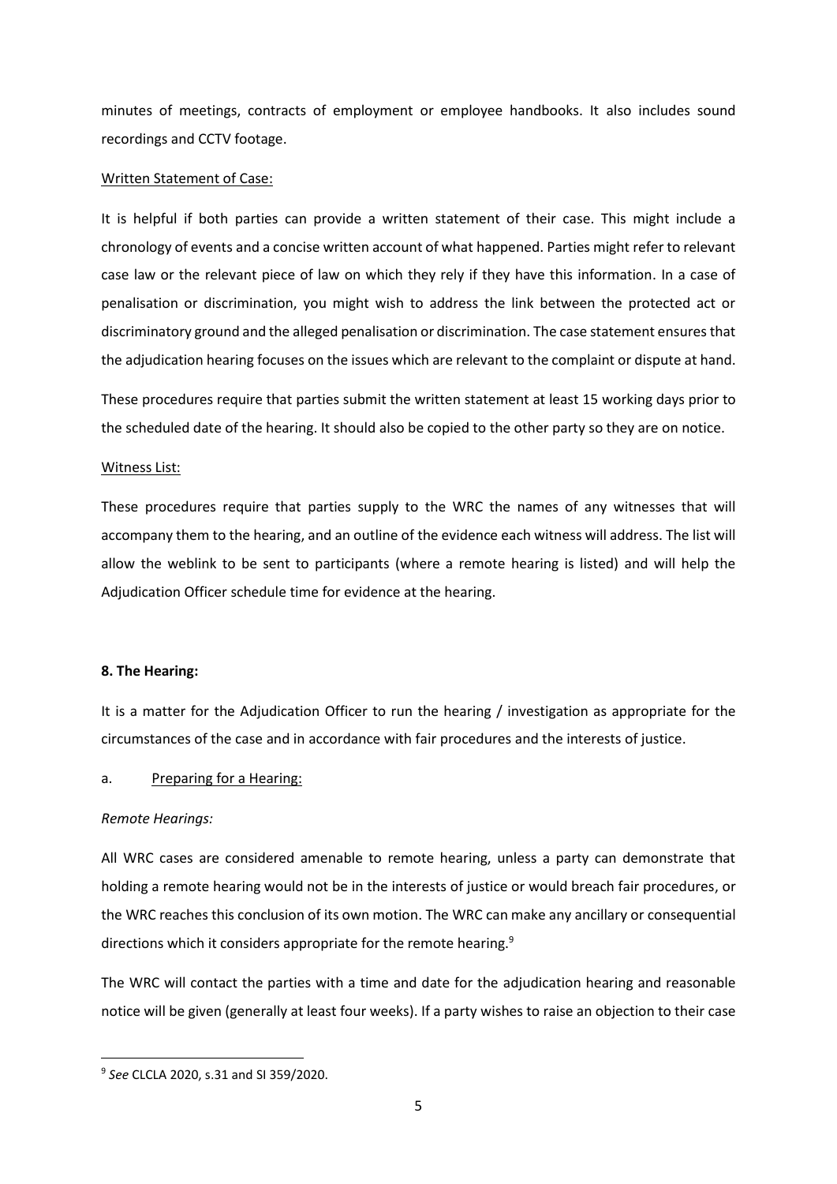minutes of meetings, contracts of employment or employee handbooks. It also includes sound recordings and CCTV footage.

Written Statement of Case:

It is helpful if both parties can provide a written statement of their case. This might include a chronology of events and a concise written account of what happened. Parties might refer to relevant case law or the relevant piece of law on which they rely if they have this information. In a case of penalisation or discrimination, you might wish to address the link between the protected act or discriminatory ground and the alleged penalisation or discrimination. The case statement ensures that the adjudication hearing focuses on the issues which are relevant to the complaint or dispute at hand.

These procedures require that parties submit the written statement at least 15 working days prior to the scheduled date of the hearing. It should also be copied to the other party so they are on notice.

Witness List:

These procedures require that parties supply to the WRC the names of any witnesses that will accompany them to the hearing, and an outline of the evidence each witness will address. The list will allow the weblink to be sent to participants (where a remote hearing is listed) and will help the Adjudication Officer schedule time for evidence at the hearing.

**8. The Hearing:**

It is a matter for the Adjudication Officer to run the hearing / investigation as appropriate for the circumstances of the case and in accordance with fair procedures and the interests of justice.

a. Preparing for a Hearing:

*Remote Hearings:*

All WRC cases are considered amenable to remote hearing, unless a party can demonstrate that holding a remote hearing would not be in the interests of justice or would breach fair procedures, or the WRC reaches this conclusion of its own motion. The WRC can make any ancillary or consequential directions which it considers appropriate for the remote hearing.[9]

The WRC will contact the parties with a time and date for the adjudication hearing and reasonable notice will be given (generally at least four weeks). If a party wishes to raise an objection to their case

[9] *See* CLCLA 2020, s.31 and SI 359/2020.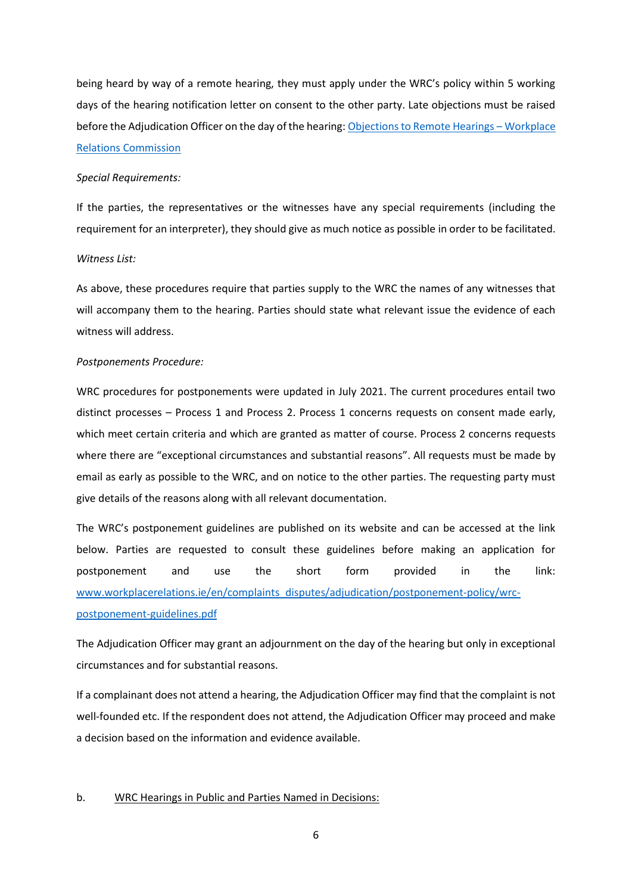being heard by way of a remote hearing, they must apply under the WRC's policy within 5 working days of the hearing notification letter on consent to the other party. Late objections must be raised before the Adjudication Officer on the day of the hearing: [Objections to Remote Hearings – Workplace Relations Commission]()

*Special Requirements:*

If the parties, the representatives or the witnesses have any special requirements (including the requirement for an interpreter), they should give as much notice as possible in order to be facilitated.

*Witness List:*

As above, these procedures require that parties supply to the WRC the names of any witnesses that will accompany them to the hearing. Parties should state what relevant issue the evidence of each witness will address.

*Postponements Procedure:*

WRC procedures for postponements were updated in July 2021. The current procedures entail two distinct processes – Process 1 and Process 2. Process 1 concerns requests on consent made early, which meet certain criteria and which are granted as matter of course. Process 2 concerns requests where there are "exceptional circumstances and substantial reasons". All requests must be made by email as early as possible to the WRC, and on notice to the other parties. The requesting party must give details of the reasons along with all relevant documentation.

The WRC's postponement guidelines are published on its website and can be accessed at the link below. Parties are requested to consult these guidelines before making an application for postponement and use the short form provided in the link: [www.workplacerelations.ie/en/complaints_disputes/adjudication/postponement-policy/wrc-postponement-guidelines.pdf](www.workplacerelations.ie/en/complaints_disputes/adjudication/postponement-policy/wrc-postponement-guidelines.pdf)

The Adjudication Officer may grant an adjournment on the day of the hearing but only in exceptional circumstances and for substantial reasons.

If a complainant does not attend a hearing, the Adjudication Officer may find that the complaint is not well-founded etc. If the respondent does not attend, the Adjudication Officer may proceed and make a decision based on the information and evidence available.

b. <u>WRC Hearings in Public and Parties Named in Decisions:</u>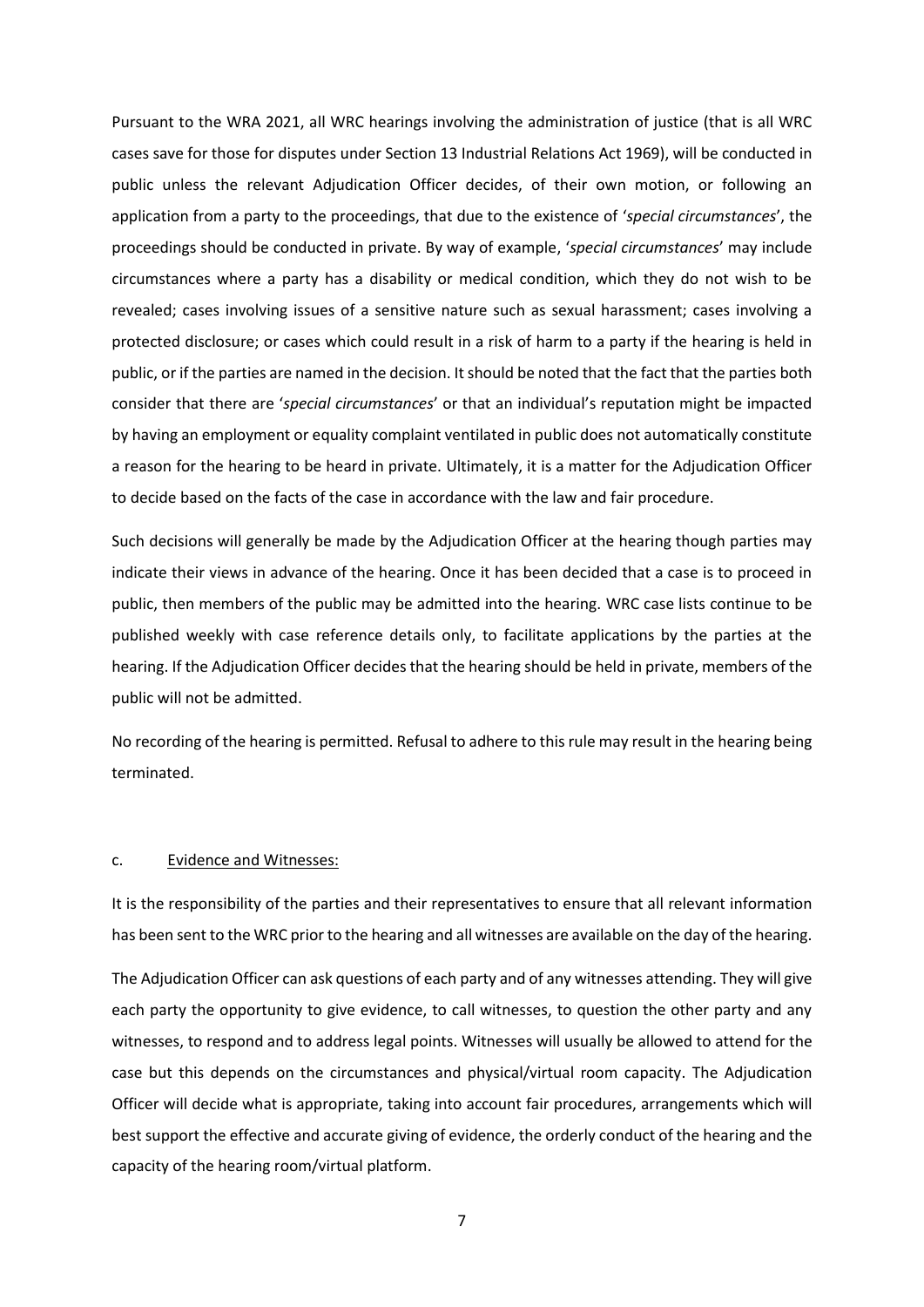Pursuant to the WRA 2021, all WRC hearings involving the administration of justice (that is all WRC cases save for those for disputes under Section 13 Industrial Relations Act 1969), will be conducted in public unless the relevant Adjudication Officer decides, of their own motion, or following an application from a party to the proceedings, that due to the existence of '*special circumstances*', the proceedings should be conducted in private. By way of example, '*special circumstances*' may include circumstances where a party has a disability or medical condition, which they do not wish to be revealed; cases involving issues of a sensitive nature such as sexual harassment; cases involving a protected disclosure; or cases which could result in a risk of harm to a party if the hearing is held in public, or if the parties are named in the decision. It should be noted that the fact that the parties both consider that there are '*special circumstances*' or that an individual's reputation might be impacted by having an employment or equality complaint ventilated in public does not automatically constitute a reason for the hearing to be heard in private. Ultimately, it is a matter for the Adjudication Officer to decide based on the facts of the case in accordance with the law and fair procedure.

Such decisions will generally be made by the Adjudication Officer at the hearing though parties may indicate their views in advance of the hearing. Once it has been decided that a case is to proceed in public, then members of the public may be admitted into the hearing. WRC case lists continue to be published weekly with case reference details only, to facilitate applications by the parties at the hearing. If the Adjudication Officer decides that the hearing should be held in private, members of the public will not be admitted.

No recording of the hearing is permitted. Refusal to adhere to this rule may result in the hearing being terminated.

### c. Evidence and Witnesses:

It is the responsibility of the parties and their representatives to ensure that all relevant information has been sent to the WRC prior to the hearing and all witnesses are available on the day of the hearing.

The Adjudication Officer can ask questions of each party and of any witnesses attending. They will give each party the opportunity to give evidence, to call witnesses, to question the other party and any witnesses, to respond and to address legal points. Witnesses will usually be allowed to attend for the case but this depends on the circumstances and physical/virtual room capacity. The Adjudication Officer will decide what is appropriate, taking into account fair procedures, arrangements which will best support the effective and accurate giving of evidence, the orderly conduct of the hearing and the capacity of the hearing room/virtual platform.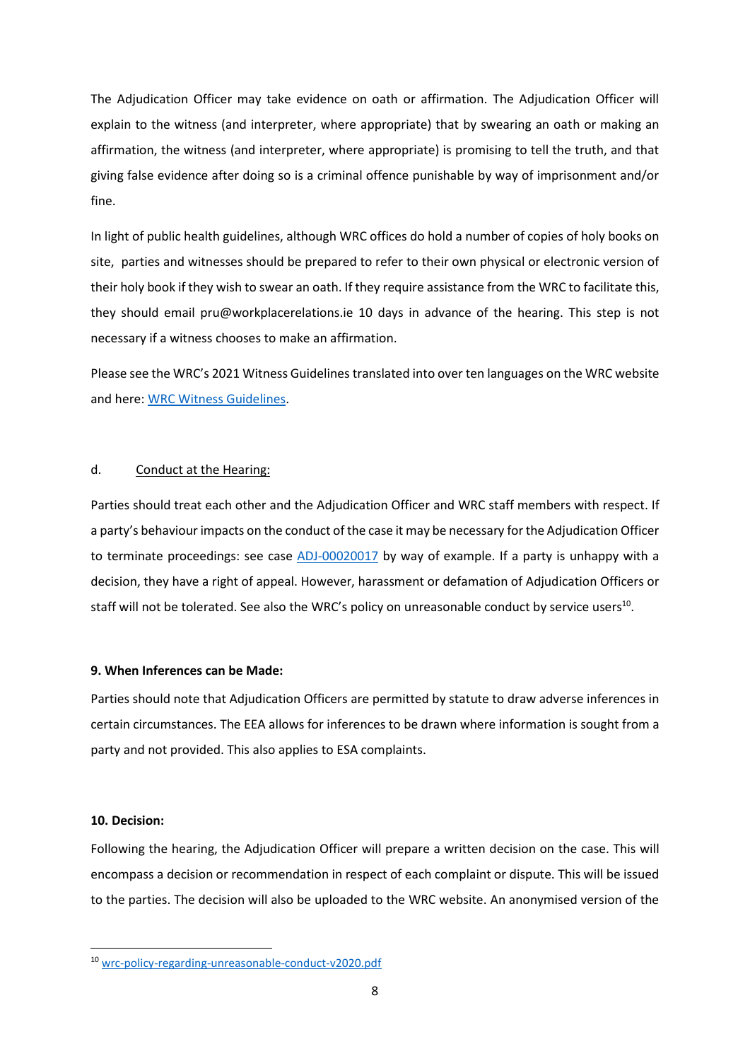The Adjudication Officer may take evidence on oath or affirmation. The Adjudication Officer will explain to the witness (and interpreter, where appropriate) that by swearing an oath or making an affirmation, the witness (and interpreter, where appropriate) is promising to tell the truth, and that giving false evidence after doing so is a criminal offence punishable by way of imprisonment and/or fine.

In light of public health guidelines, although WRC offices do hold a number of copies of holy books on site, parties and witnesses should be prepared to refer to their own physical or electronic version of their holy book if they wish to swear an oath. If they require assistance from the WRC to facilitate this, they should email pru@workplacerelations.ie 10 days in advance of the hearing. This step is not necessary if a witness chooses to make an affirmation.

Please see the WRC's 2021 Witness Guidelines translated into over ten languages on the WRC website and here: WRC Witness Guidelines.

d. Conduct at the Hearing:

Parties should treat each other and the Adjudication Officer and WRC staff members with respect. If a party's behaviour impacts on the conduct of the case it may be necessary for the Adjudication Officer to terminate proceedings: see case ADJ-00020017 by way of example. If a party is unhappy with a decision, they have a right of appeal. However, harassment or defamation of Adjudication Officers or staff will not be tolerated. See also the WRC's policy on unreasonable conduct by service users[10].

**9. When Inferences can be Made:**

Parties should note that Adjudication Officers are permitted by statute to draw adverse inferences in certain circumstances. The EEA allows for inferences to be drawn where information is sought from a party and not provided. This also applies to ESA complaints.

**10. Decision:**

Following the hearing, the Adjudication Officer will prepare a written decision on the case. This will encompass a decision or recommendation in respect of each complaint or dispute. This will be issued to the parties. The decision will also be uploaded to the WRC website. An anonymised version of the

[10] wrc-policy-regarding-unreasonable-conduct-v2020.pdf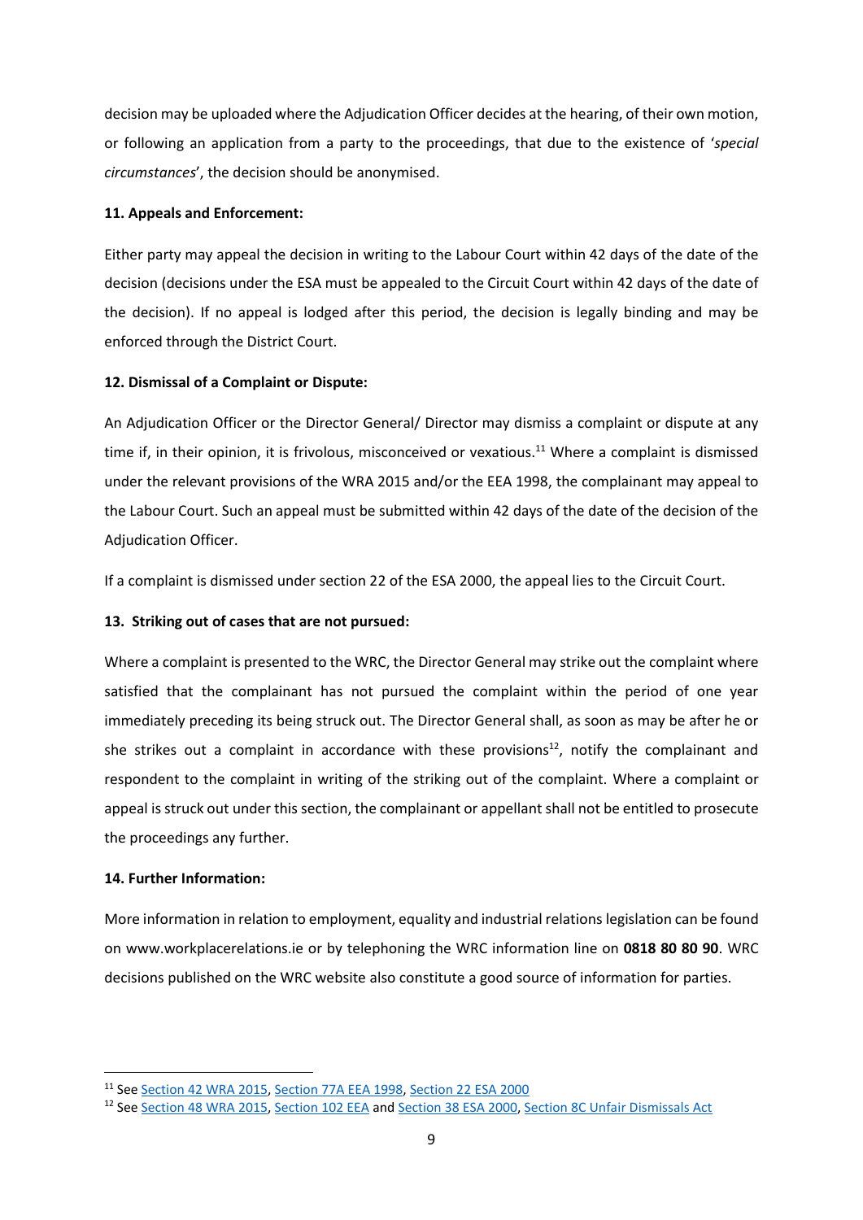decision may be uploaded where the Adjudication Officer decides at the hearing, of their own motion, or following an application from a party to the proceedings, that due to the existence of '*special circumstances*', the decision should be anonymised.

**11. Appeals and Enforcement:**

Either party may appeal the decision in writing to the Labour Court within 42 days of the date of the decision (decisions under the ESA must be appealed to the Circuit Court within 42 days of the date of the decision). If no appeal is lodged after this period, the decision is legally binding and may be enforced through the District Court.

**12. Dismissal of a Complaint or Dispute:**

An Adjudication Officer or the Director General/ Director may dismiss a complaint or dispute at any time if, in their opinion, it is frivolous, misconceived or vexatious.[11] Where a complaint is dismissed under the relevant provisions of the WRA 2015 and/or the EEA 1998, the complainant may appeal to the Labour Court. Such an appeal must be submitted within 42 days of the date of the decision of the Adjudication Officer.

If a complaint is dismissed under section 22 of the ESA 2000, the appeal lies to the Circuit Court.

**13. Striking out of cases that are not pursued:**

Where a complaint is presented to the WRC, the Director General may strike out the complaint where satisfied that the complainant has not pursued the complaint within the period of one year immediately preceding its being struck out. The Director General shall, as soon as may be after he or she strikes out a complaint in accordance with these provisions[12], notify the complainant and respondent to the complaint in writing of the striking out of the complaint. Where a complaint or appeal is struck out under this section, the complainant or appellant shall not be entitled to prosecute the proceedings any further.

**14. Further Information:**

More information in relation to employment, equality and industrial relations legislation can be found on www.workplacerelations.ie or by telephoning the WRC information line on **0818 80 80 90**. WRC decisions published on the WRC website also constitute a good source of information for parties.

---

[11] See Section 42 WRA 2015, Section 77A EEA 1998, Section 22 ESA 2000

[12] See Section 48 WRA 2015, Section 102 EEA and Section 38 ESA 2000, Section 8C Unfair Dismissals Act